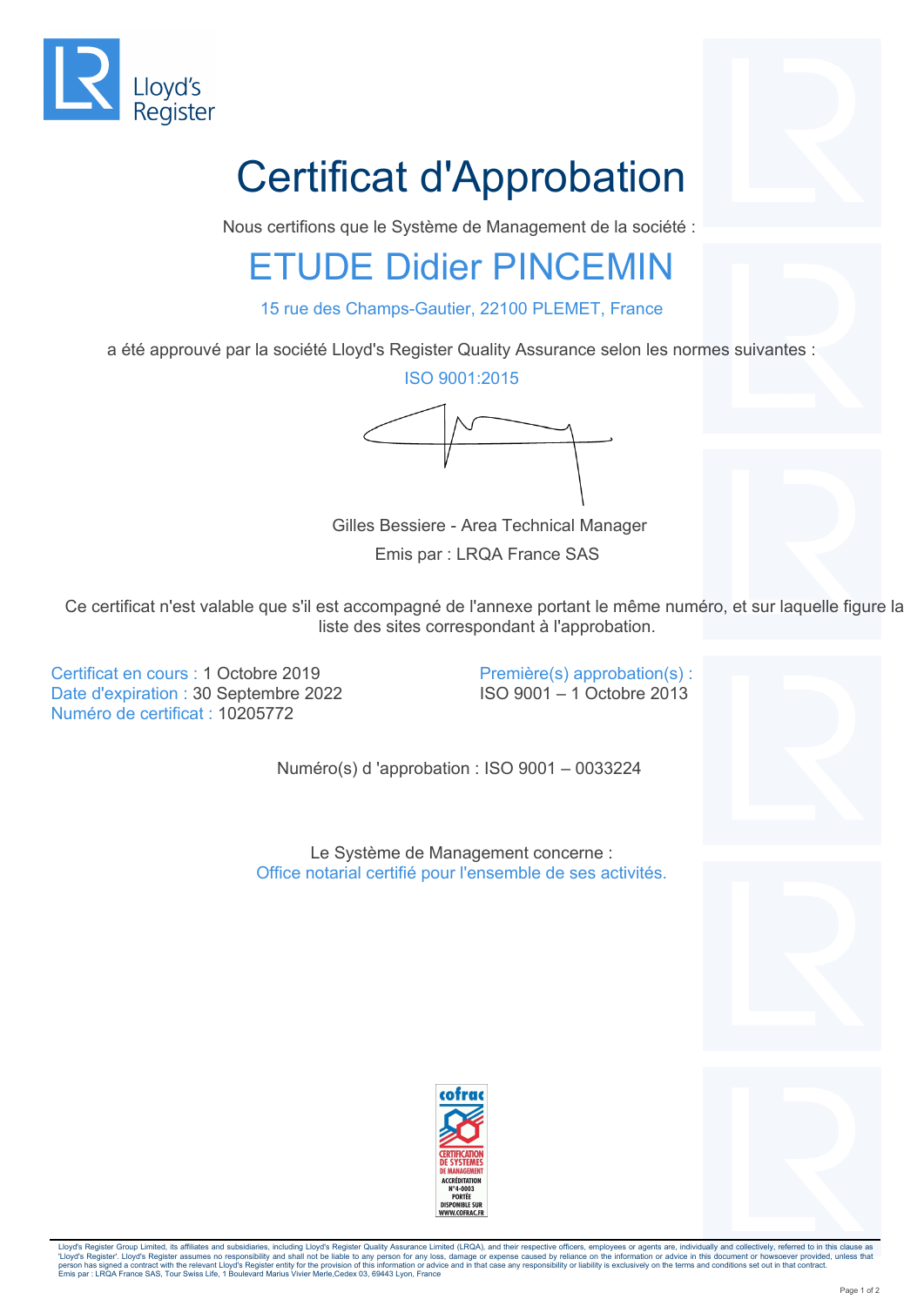Lloyd's Register

# Certificat d'Approbation

Nous certifions que le Système de Management de la société :

## ETUDE Didier PINCEMIN

15 rue des Champs-Gautier, 22100 PLEMET, France

a été approuvé par la société Lloyd's Register Quality Assurance selon les normes suivantes :

ISO 9001:2015

Gilles Bessiere - Area Technical Manager

Emis par : LRQA France SAS

Ce certificat n'est valable que s'il est accompagné de l'annexe portant le même numéro, et sur laquelle figure la liste des sites correspondant à l'approbation.

Certificat en cours : 1 Octobre 2019
Date d'expiration : 30 Septembre 2022
Numéro de certificat : 10205772

Première(s) approbation(s) :
ISO 9001 – 1 Octobre 2013

Numéro(s) d 'approbation : ISO 9001 – 0033224

Le Système de Management concerne :
Office notarial certifié pour l'ensemble de ses activités.

cofrac
CERTIFICATION DE SYSTEMES DE MANAGEMENT
ACCRÉDITATION N°4-0003
PORTÉE DISPONIBLE SUR WWW.COFRAC.FR

Lloyd's Register Group Limited, its affiliates and subsidiaries, including Lloyd's Register Quality Assurance Limited (LRQA), and their respective officers, employees or agents are, individually and collectively, referred to in this clause as 'Lloyd's Register'. Lloyd's Register assumes no responsibility and shall not be liable to any person for any loss, damage or expense caused by reliance on the information or advice in this document or howsoever provided, unless that person has signed a contract with the relevant Lloyd's Register entity for the provision of this information or advice and in that case any responsibility or liability is exclusively on the terms and conditions set out in that contract.
Emis par : LRQA France SAS, Tour Swiss Life, 1 Boulevard Marius Vivier Merle,Cedex 03, 69443 Lyon, France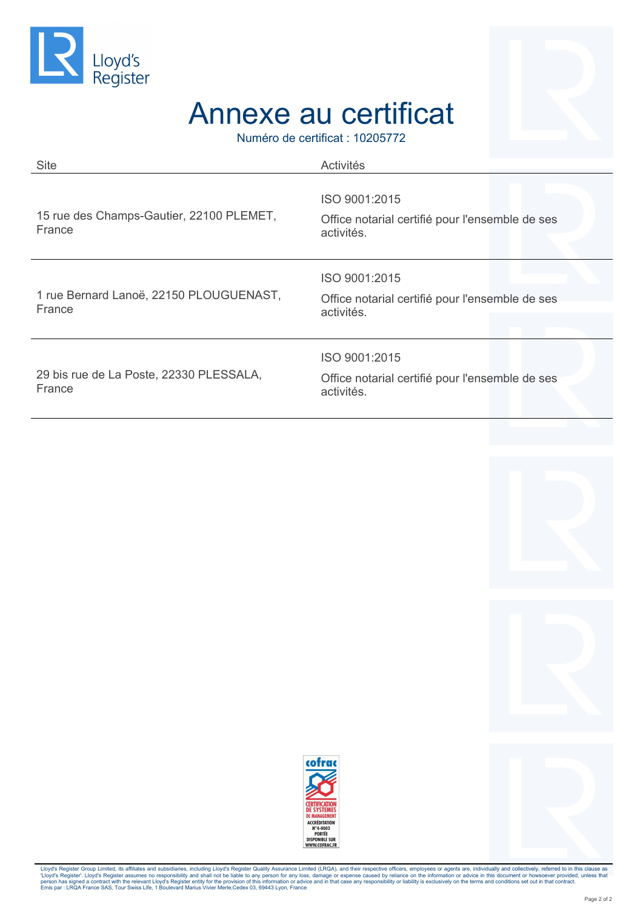Lloyd's Register

# Annexe au certificat

Numéro de certificat : 10205772

| Site | Activités |
| --- | --- |
| 15 rue des Champs-Gautier, 22100 PLEMET, France | ISO 9001:2015<br>Office notarial certifié pour l'ensemble de ses activités. |
| 1 rue Bernard Lanoë, 22150 PLOUGUENAST, France | ISO 9001:2015<br>Office notarial certifié pour l'ensemble de ses activités. |
| 29 bis rue de La Poste, 22330 PLESSALA, France | ISO 9001:2015<br>Office notarial certifié pour l'ensemble de ses activités. |

cofrac
CERTIFICATION DE SYSTEMES DE MANAGEMENT
ACCRÉDITATION N°4-0003
PORTÉE DISPONIBLE SUR WWW.COFRAC.FR

Lloyd's Register Group Limited, its affiliates and subsidiaries, including Lloyd's Register Quality Assurance Limited (LRQA), and their respective officers, employees or agents are, individually and collectively, referred to in this clause as 'Lloyd's Register'. Lloyd's Register assumes no responsibility and shall not be liable to any person for any loss, damage or expense caused by reliance on the information or advice in this document or howsoever provided, unless that person has signed a contract with the relevant Lloyd's Register entity for the provision of this information or advice and in that case any responsibility or liability is exclusively on the terms and conditions set out in that contract.
Emis par : LRQA France SAS, Tour Swiss Life, 1 Boulevard Marius Vivier Merle,Cedex 03, 69443 Lyon, France